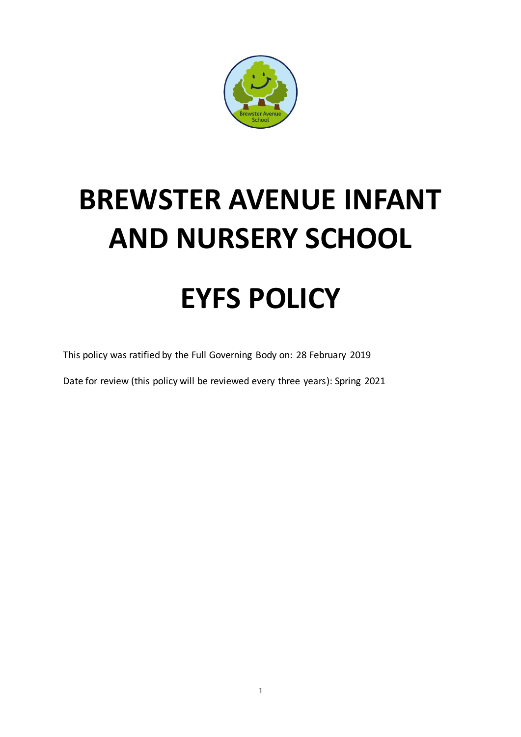# BREWSTER AVENUE INFANT AND NURSERY SCHOOL

# EYFS POLICY

This policy was ratified by the Full Governing Body on: 28 February 2019

Date for review (this policy will be reviewed every three years): Spring 2021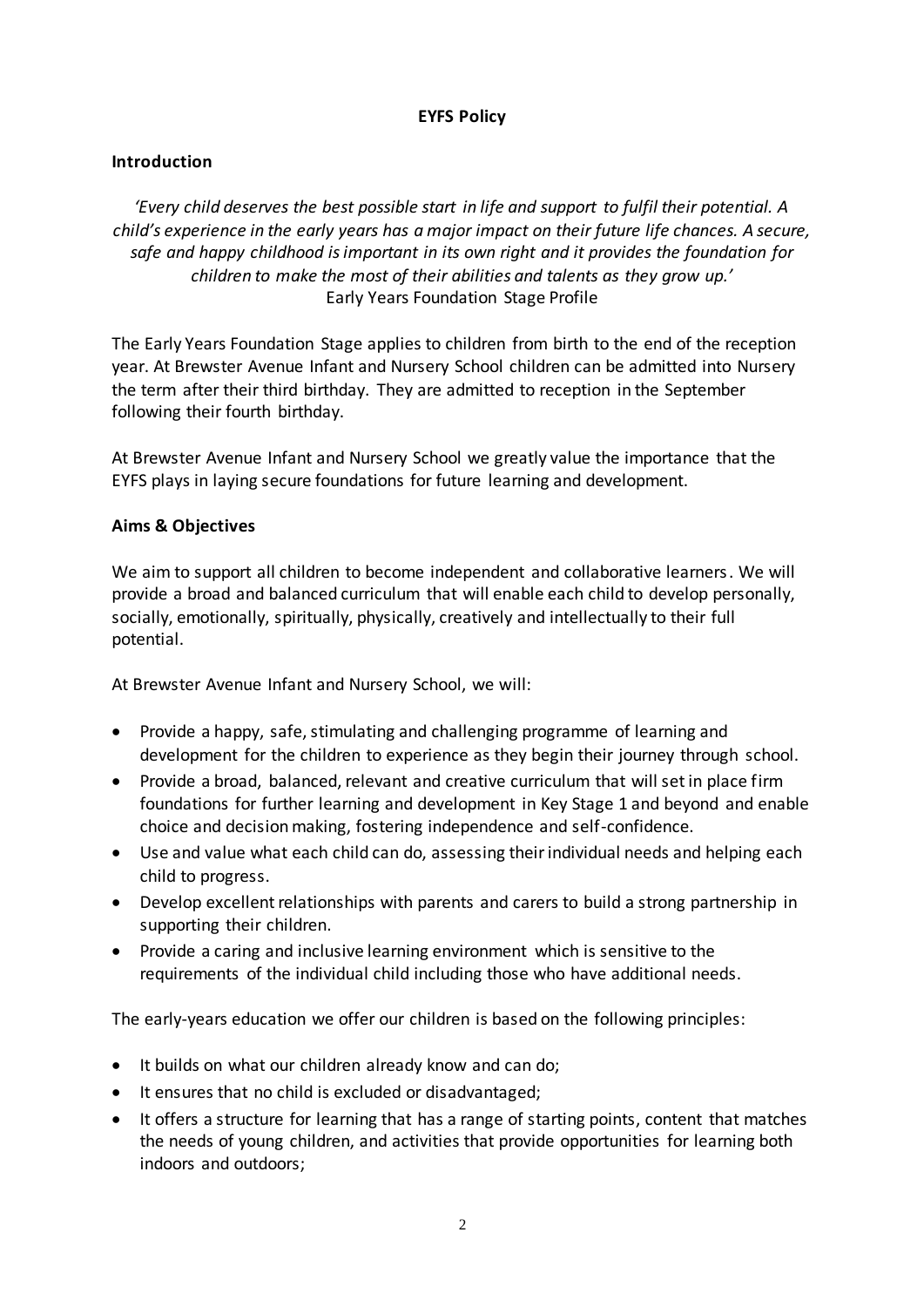# EYFS Policy

## Introduction

*'Every child deserves the best possible start in life and support to fulfil their potential. A child's experience in the early years has a major impact on their future life chances. A secure, safe and happy childhood is important in its own right and it provides the foundation for children to make the most of their abilities and talents as they grow up.'*
Early Years Foundation Stage Profile

The Early Years Foundation Stage applies to children from birth to the end of the reception year. At Brewster Avenue Infant and Nursery School children can be admitted into Nursery the term after their third birthday. They are admitted to reception in the September following their fourth birthday.

At Brewster Avenue Infant and Nursery School we greatly value the importance that the EYFS plays in laying secure foundations for future learning and development.

## Aims & Objectives

We aim to support all children to become independent and collaborative learners. We will provide a broad and balanced curriculum that will enable each child to develop personally, socially, emotionally, spiritually, physically, creatively and intellectually to their full potential.

At Brewster Avenue Infant and Nursery School, we will:

- Provide a happy, safe, stimulating and challenging programme of learning and development for the children to experience as they begin their journey through school.
- Provide a broad, balanced, relevant and creative curriculum that will set in place firm foundations for further learning and development in Key Stage 1 and beyond and enable choice and decision making, fostering independence and self-confidence.
- Use and value what each child can do, assessing their individual needs and helping each child to progress.
- Develop excellent relationships with parents and carers to build a strong partnership in supporting their children.
- Provide a caring and inclusive learning environment which is sensitive to the requirements of the individual child including those who have additional needs.

The early-years education we offer our children is based on the following principles:

- It builds on what our children already know and can do;
- It ensures that no child is excluded or disadvantaged;
- It offers a structure for learning that has a range of starting points, content that matches the needs of young children, and activities that provide opportunities for learning both indoors and outdoors;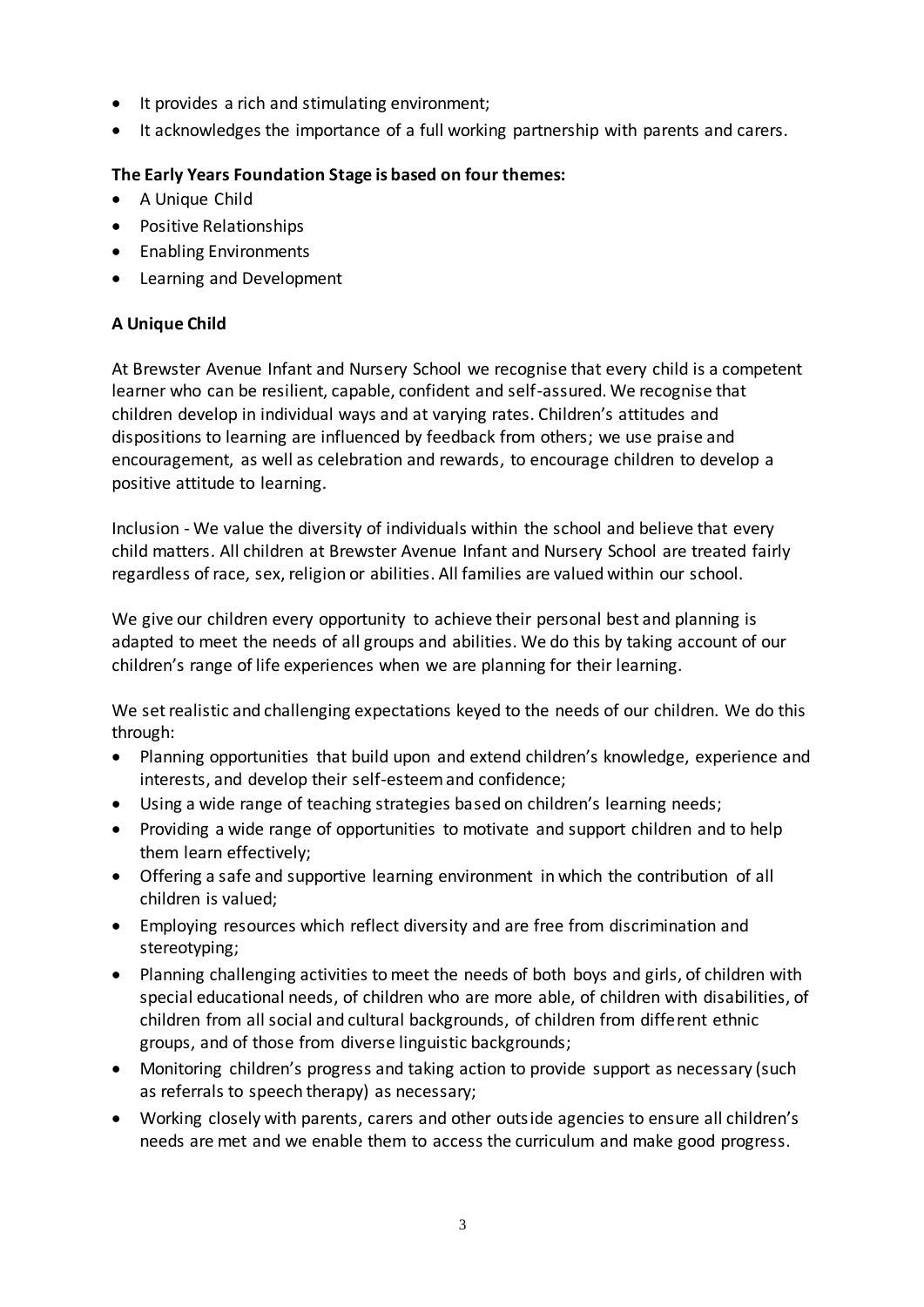- It provides a rich and stimulating environment;
- It acknowledges the importance of a full working partnership with parents and carers.

**The Early Years Foundation Stage is based on four themes:**

- A Unique Child
- Positive Relationships
- Enabling Environments
- Learning and Development

**A Unique Child**

At Brewster Avenue Infant and Nursery School we recognise that every child is a competent learner who can be resilient, capable, confident and self-assured. We recognise that children develop in individual ways and at varying rates. Children's attitudes and dispositions to learning are influenced by feedback from others; we use praise and encouragement, as well as celebration and rewards, to encourage children to develop a positive attitude to learning.

Inclusion - We value the diversity of individuals within the school and believe that every child matters. All children at Brewster Avenue Infant and Nursery School are treated fairly regardless of race, sex, religion or abilities. All families are valued within our school.

We give our children every opportunity to achieve their personal best and planning is adapted to meet the needs of all groups and abilities. We do this by taking account of our children's range of life experiences when we are planning for their learning.

We set realistic and challenging expectations keyed to the needs of our children. We do this through:

- Planning opportunities that build upon and extend children's knowledge, experience and interests, and develop their self-esteem and confidence;
- Using a wide range of teaching strategies based on children's learning needs;
- Providing a wide range of opportunities to motivate and support children and to help them learn effectively;
- Offering a safe and supportive learning environment in which the contribution of all children is valued;
- Employing resources which reflect diversity and are free from discrimination and stereotyping;
- Planning challenging activities to meet the needs of both boys and girls, of children with special educational needs, of children who are more able, of children with disabilities, of children from all social and cultural backgrounds, of children from different ethnic groups, and of those from diverse linguistic backgrounds;
- Monitoring children's progress and taking action to provide support as necessary (such as referrals to speech therapy) as necessary;
- Working closely with parents, carers and other outside agencies to ensure all children's needs are met and we enable them to access the curriculum and make good progress.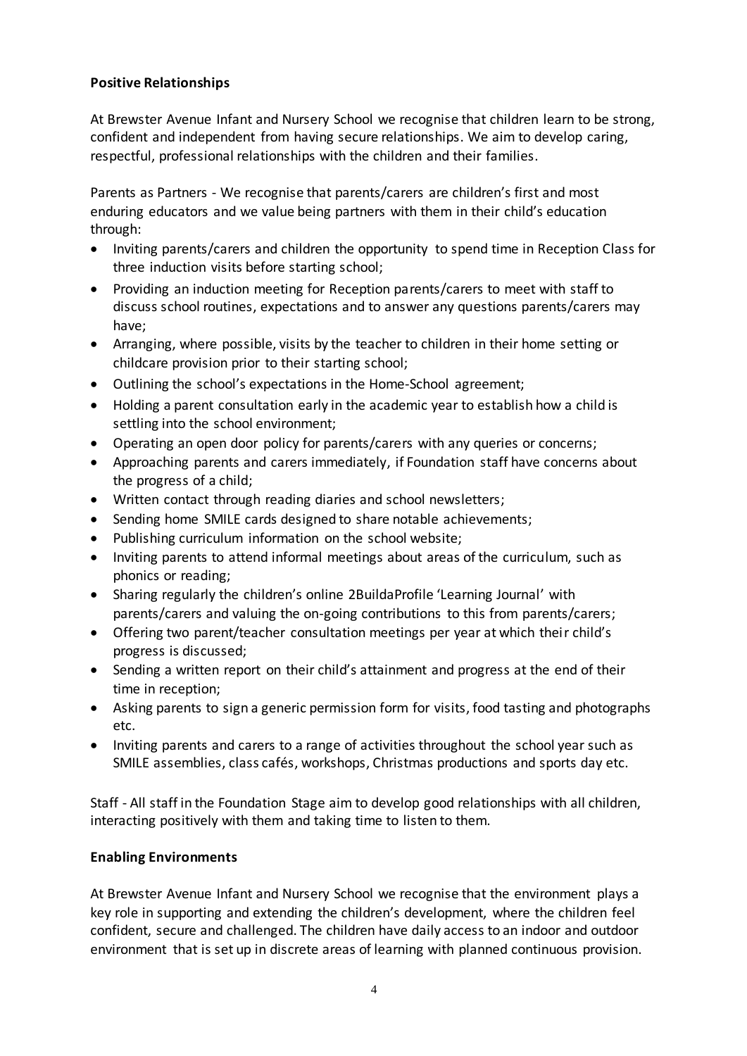**Positive Relationships**

At Brewster Avenue Infant and Nursery School we recognise that children learn to be strong, confident and independent from having secure relationships. We aim to develop caring, respectful, professional relationships with the children and their families.

Parents as Partners - We recognise that parents/carers are children's first and most enduring educators and we value being partners with them in their child's education through:

- Inviting parents/carers and children the opportunity to spend time in Reception Class for three induction visits before starting school;
- Providing an induction meeting for Reception parents/carers to meet with staff to discuss school routines, expectations and to answer any questions parents/carers may have;
- Arranging, where possible, visits by the teacher to children in their home setting or childcare provision prior to their starting school;
- Outlining the school's expectations in the Home-School agreement;
- Holding a parent consultation early in the academic year to establish how a child is settling into the school environment;
- Operating an open door policy for parents/carers with any queries or concerns;
- Approaching parents and carers immediately, if Foundation staff have concerns about the progress of a child;
- Written contact through reading diaries and school newsletters;
- Sending home SMILE cards designed to share notable achievements;
- Publishing curriculum information on the school website;
- Inviting parents to attend informal meetings about areas of the curriculum, such as phonics or reading;
- Sharing regularly the children's online 2BuildaProfile 'Learning Journal' with parents/carers and valuing the on-going contributions to this from parents/carers;
- Offering two parent/teacher consultation meetings per year at which their child's progress is discussed;
- Sending a written report on their child's attainment and progress at the end of their time in reception;
- Asking parents to sign a generic permission form for visits, food tasting and photographs etc.
- Inviting parents and carers to a range of activities throughout the school year such as SMILE assemblies, class cafés, workshops, Christmas productions and sports day etc.

Staff - All staff in the Foundation Stage aim to develop good relationships with all children, interacting positively with them and taking time to listen to them.

**Enabling Environments**

At Brewster Avenue Infant and Nursery School we recognise that the environment plays a key role in supporting and extending the children's development, where the children feel confident, secure and challenged. The children have daily access to an indoor and outdoor environment that is set up in discrete areas of learning with planned continuous provision.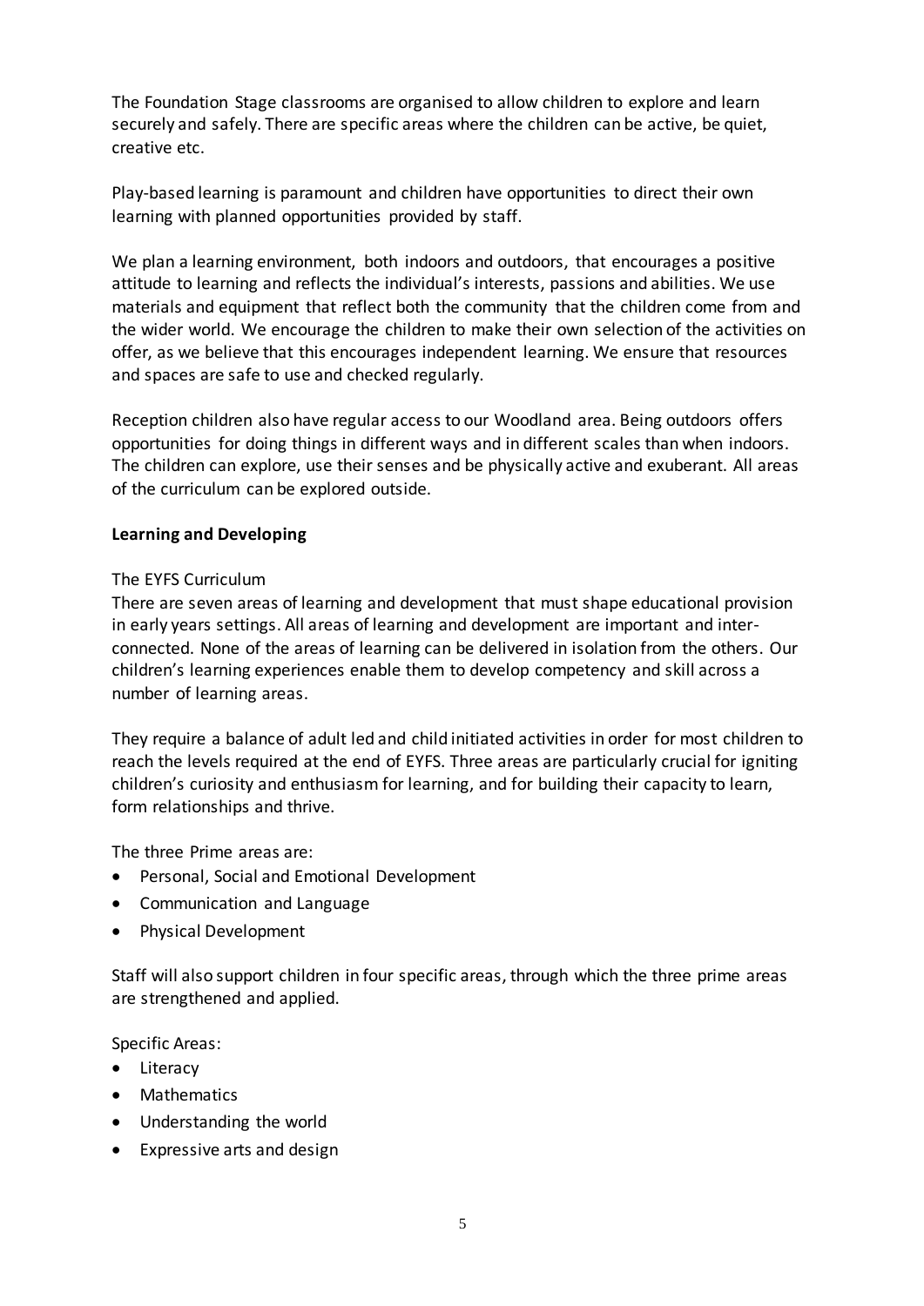The Foundation Stage classrooms are organised to allow children to explore and learn securely and safely. There are specific areas where the children can be active, be quiet, creative etc.

Play-based learning is paramount and children have opportunities to direct their own learning with planned opportunities provided by staff.

We plan a learning environment, both indoors and outdoors, that encourages a positive attitude to learning and reflects the individual's interests, passions and abilities. We use materials and equipment that reflect both the community that the children come from and the wider world. We encourage the children to make their own selection of the activities on offer, as we believe that this encourages independent learning. We ensure that resources and spaces are safe to use and checked regularly.

Reception children also have regular access to our Woodland area. Being outdoors offers opportunities for doing things in different ways and in different scales than when indoors. The children can explore, use their senses and be physically active and exuberant. All areas of the curriculum can be explored outside.

**Learning and Developing**

The EYFS Curriculum

There are seven areas of learning and development that must shape educational provision in early years settings. All areas of learning and development are important and inter-connected. None of the areas of learning can be delivered in isolation from the others. Our children's learning experiences enable them to develop competency and skill across a number of learning areas.

They require a balance of adult led and child initiated activities in order for most children to reach the levels required at the end of EYFS. Three areas are particularly crucial for igniting children's curiosity and enthusiasm for learning, and for building their capacity to learn, form relationships and thrive.

The three Prime areas are:

- Personal, Social and Emotional Development
- Communication and Language
- Physical Development

Staff will also support children in four specific areas, through which the three prime areas are strengthened and applied.

Specific Areas:

- Literacy
- Mathematics
- Understanding the world
- Expressive arts and design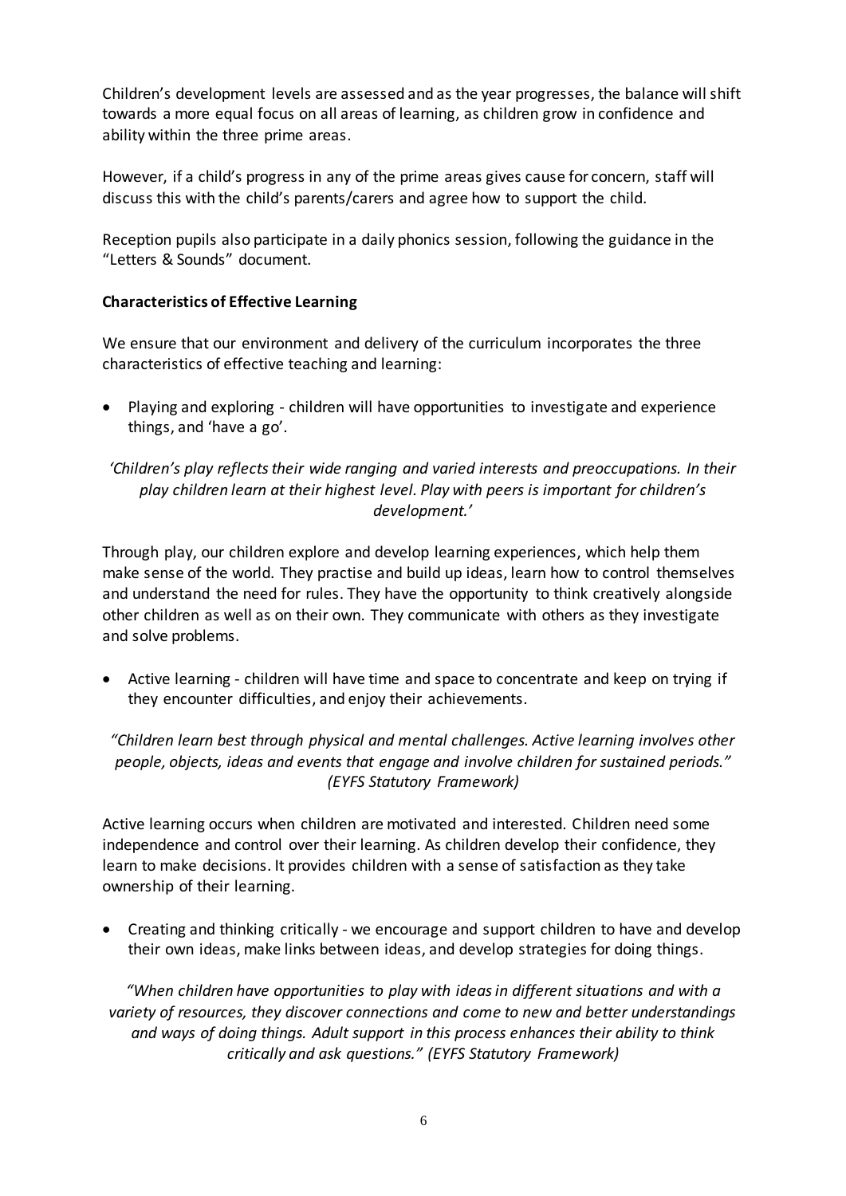Children's development levels are assessed and as the year progresses, the balance will shift towards a more equal focus on all areas of learning, as children grow in confidence and ability within the three prime areas.

However, if a child's progress in any of the prime areas gives cause for concern, staff will discuss this with the child's parents/carers and agree how to support the child.

Reception pupils also participate in a daily phonics session, following the guidance in the "Letters & Sounds" document.

**Characteristics of Effective Learning**

We ensure that our environment and delivery of the curriculum incorporates the three characteristics of effective teaching and learning:

- Playing and exploring - children will have opportunities to investigate and experience things, and 'have a go'.

*'Children's play reflects their wide ranging and varied interests and preoccupations. In their play children learn at their highest level. Play with peers is important for children's development.'*

Through play, our children explore and develop learning experiences, which help them make sense of the world. They practise and build up ideas, learn how to control themselves and understand the need for rules. They have the opportunity to think creatively alongside other children as well as on their own. They communicate with others as they investigate and solve problems.

- Active learning - children will have time and space to concentrate and keep on trying if they encounter difficulties, and enjoy their achievements.

*"Children learn best through physical and mental challenges. Active learning involves other people, objects, ideas and events that engage and involve children for sustained periods." (EYFS Statutory Framework)*

Active learning occurs when children are motivated and interested. Children need some independence and control over their learning. As children develop their confidence, they learn to make decisions. It provides children with a sense of satisfaction as they take ownership of their learning.

- Creating and thinking critically - we encourage and support children to have and develop their own ideas, make links between ideas, and develop strategies for doing things.

*"When children have opportunities to play with ideas in different situations and with a variety of resources, they discover connections and come to new and better understandings and ways of doing things. Adult support in this process enhances their ability to think critically and ask questions." (EYFS Statutory Framework)*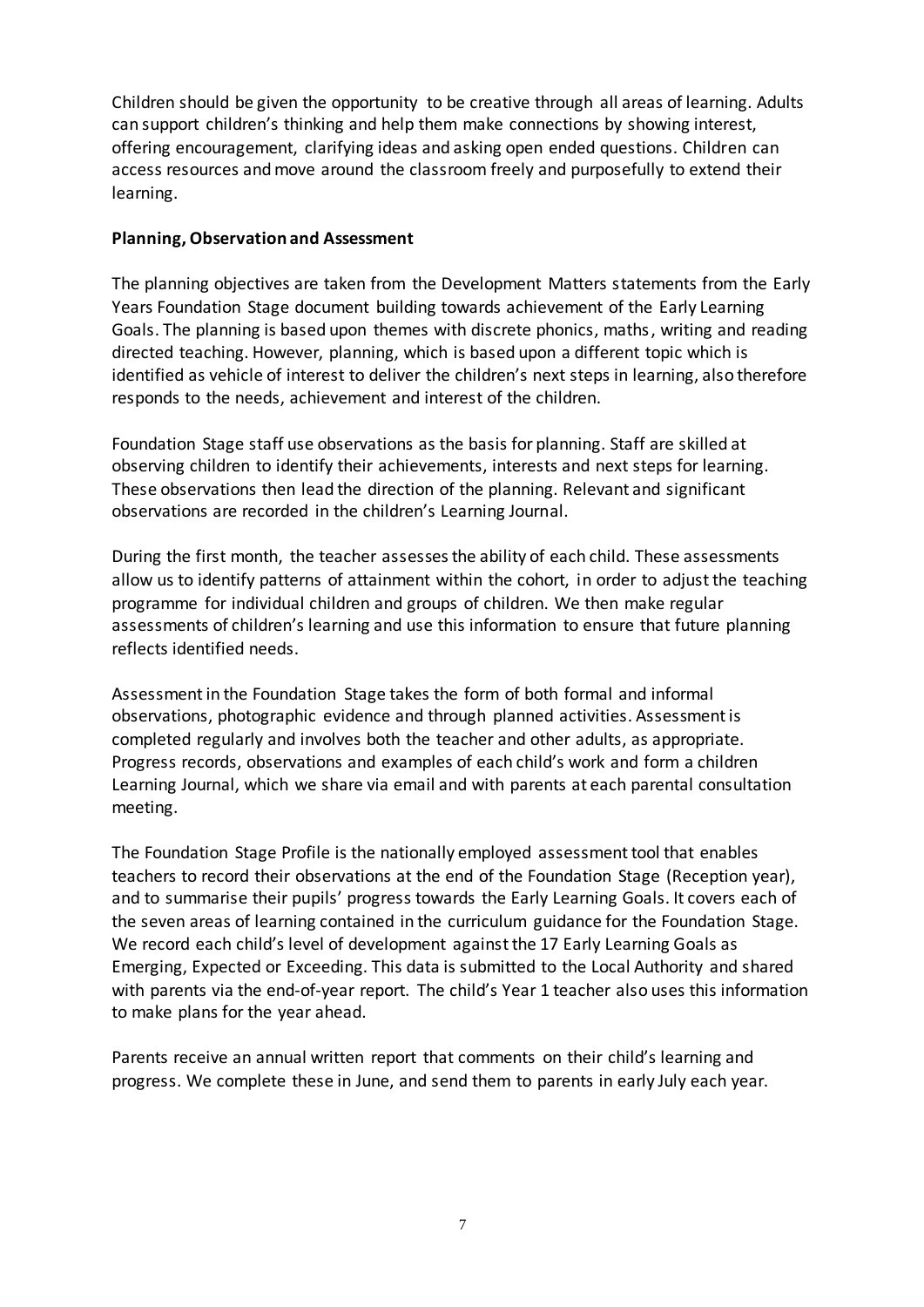Children should be given the opportunity to be creative through all areas of learning. Adults can support children's thinking and help them make connections by showing interest, offering encouragement, clarifying ideas and asking open ended questions. Children can access resources and move around the classroom freely and purposefully to extend their learning.

**Planning, Observation and Assessment**

The planning objectives are taken from the Development Matters statements from the Early Years Foundation Stage document building towards achievement of the Early Learning Goals. The planning is based upon themes with discrete phonics, maths, writing and reading directed teaching. However, planning, which is based upon a different topic which is identified as vehicle of interest to deliver the children's next steps in learning, also therefore responds to the needs, achievement and interest of the children.

Foundation Stage staff use observations as the basis for planning. Staff are skilled at observing children to identify their achievements, interests and next steps for learning. These observations then lead the direction of the planning. Relevant and significant observations are recorded in the children's Learning Journal.

During the first month, the teacher assesses the ability of each child. These assessments allow us to identify patterns of attainment within the cohort, in order to adjust the teaching programme for individual children and groups of children. We then make regular assessments of children's learning and use this information to ensure that future planning reflects identified needs.

Assessment in the Foundation Stage takes the form of both formal and informal observations, photographic evidence and through planned activities. Assessment is completed regularly and involves both the teacher and other adults, as appropriate. Progress records, observations and examples of each child's work and form a children Learning Journal, which we share via email and with parents at each parental consultation meeting.

The Foundation Stage Profile is the nationally employed assessment tool that enables teachers to record their observations at the end of the Foundation Stage (Reception year), and to summarise their pupils' progress towards the Early Learning Goals. It covers each of the seven areas of learning contained in the curriculum guidance for the Foundation Stage. We record each child's level of development against the 17 Early Learning Goals as Emerging, Expected or Exceeding. This data is submitted to the Local Authority and shared with parents via the end-of-year report. The child's Year 1 teacher also uses this information to make plans for the year ahead.

Parents receive an annual written report that comments on their child's learning and progress. We complete these in June, and send them to parents in early July each year.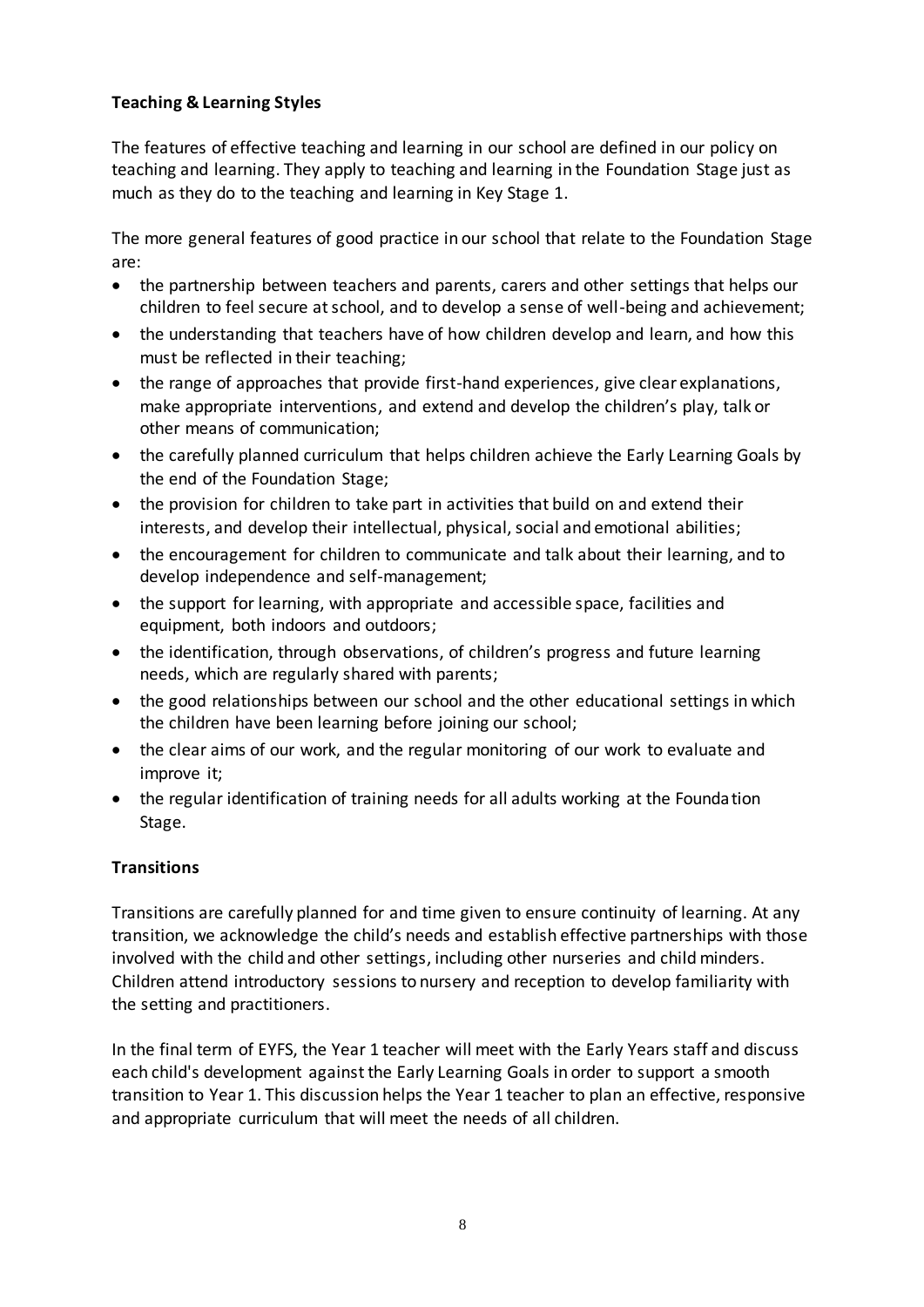**Teaching & Learning Styles**

The features of effective teaching and learning in our school are defined in our policy on teaching and learning. They apply to teaching and learning in the Foundation Stage just as much as they do to the teaching and learning in Key Stage 1.

The more general features of good practice in our school that relate to the Foundation Stage are:

- the partnership between teachers and parents, carers and other settings that helps our children to feel secure at school, and to develop a sense of well-being and achievement;
- the understanding that teachers have of how children develop and learn, and how this must be reflected in their teaching;
- the range of approaches that provide first-hand experiences, give clear explanations, make appropriate interventions, and extend and develop the children's play, talk or other means of communication;
- the carefully planned curriculum that helps children achieve the Early Learning Goals by the end of the Foundation Stage;
- the provision for children to take part in activities that build on and extend their interests, and develop their intellectual, physical, social and emotional abilities;
- the encouragement for children to communicate and talk about their learning, and to develop independence and self-management;
- the support for learning, with appropriate and accessible space, facilities and equipment, both indoors and outdoors;
- the identification, through observations, of children's progress and future learning needs, which are regularly shared with parents;
- the good relationships between our school and the other educational settings in which the children have been learning before joining our school;
- the clear aims of our work, and the regular monitoring of our work to evaluate and improve it;
- the regular identification of training needs for all adults working at the Foundation Stage.

**Transitions**

Transitions are carefully planned for and time given to ensure continuity of learning. At any transition, we acknowledge the child's needs and establish effective partnerships with those involved with the child and other settings, including other nurseries and child minders. Children attend introductory sessions to nursery and reception to develop familiarity with the setting and practitioners.

In the final term of EYFS, the Year 1 teacher will meet with the Early Years staff and discuss each child's development against the Early Learning Goals in order to support a smooth transition to Year 1. This discussion helps the Year 1 teacher to plan an effective, responsive and appropriate curriculum that will meet the needs of all children.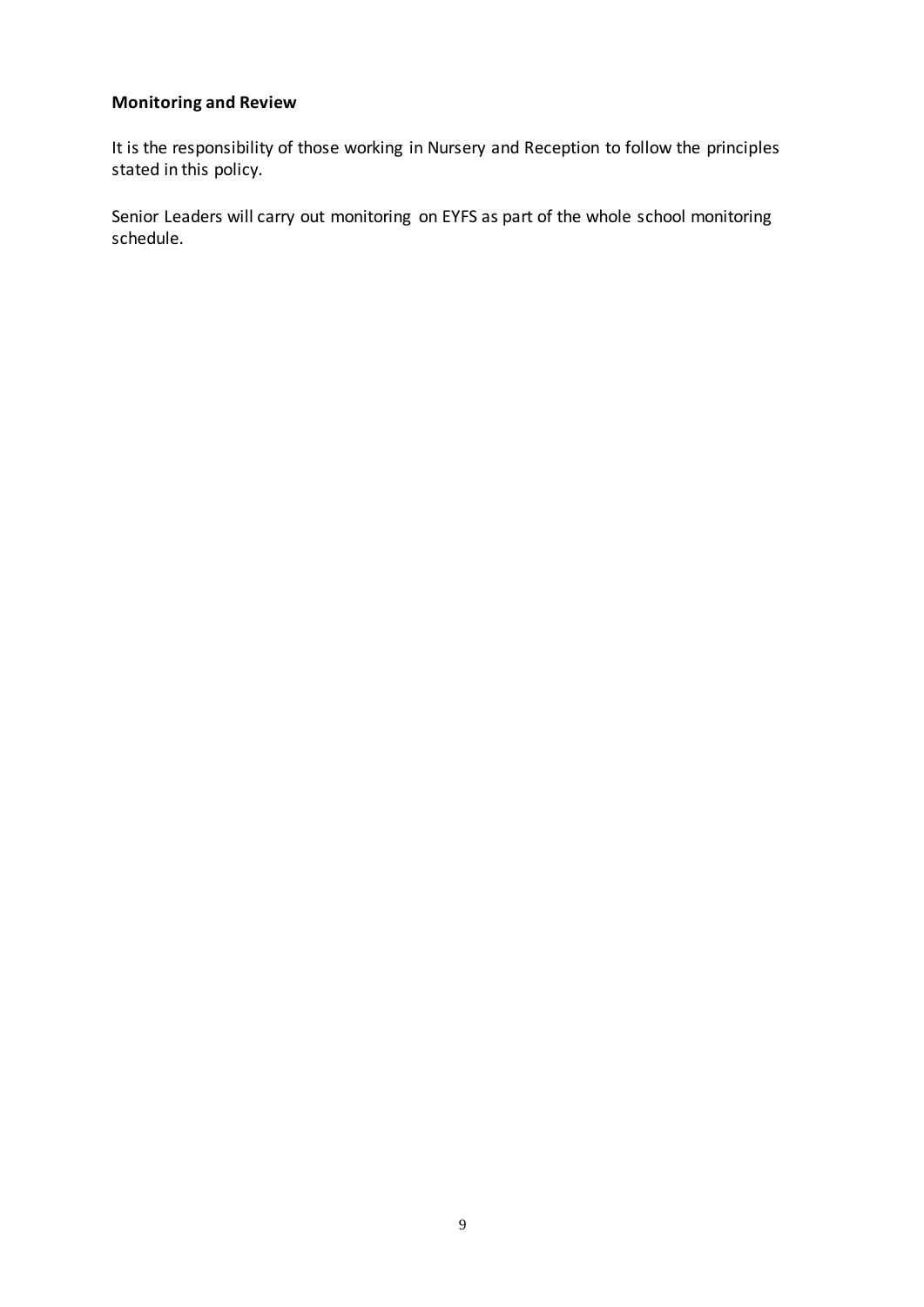**Monitoring and Review**

It is the responsibility of those working in Nursery and Reception to follow the principles stated in this policy.

Senior Leaders will carry out monitoring on EYFS as part of the whole school monitoring schedule.